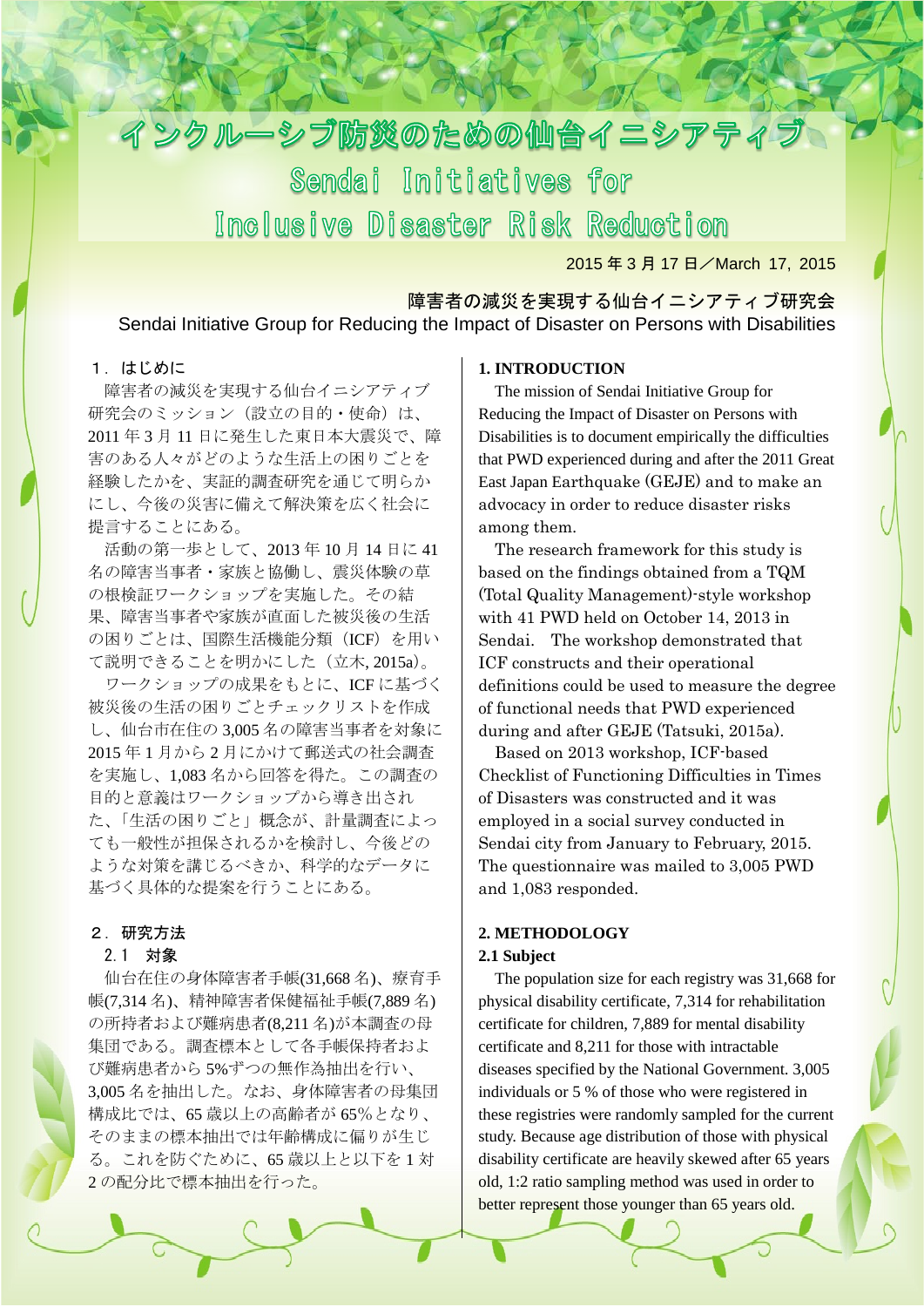# インクルーシブ防災のための仙台イニシアティブ
# Sendai Initiatives for Inclusive Disaster Risk Reduction

2015 年 3 月 17 日／March 17, 2015

障害者の減災を実現する仙台イニシアティブ研究会
Sendai Initiative Group for Reducing the Impact of Disaster on Persons with Disabilities

## １．はじめに

障害者の減災を実現する仙台イニシアティブ研究会のミッション（設立の目的・使命）は、2011 年 3 月 11 日に発生した東日本大震災で、障害のある人々がどのような生活上の困りごとを経験したかを、実証的調査研究を通じて明らかにし、今後の災害に備えて解決策を広く社会に提言することにある。

活動の第一歩として、2013 年 10 月 14 日に 41 名の障害当事者・家族と協働し、震災体験の草の根検証ワークショップを実施した。その結果、障害当事者や家族が直面した被災後の生活の困りごとは、国際生活機能分類（ICF）を用いて説明できることを明かにした（立木, 2015a)。

ワークショップの成果をもとに、ICF に基づく被災後の生活の困りごとチェックリストを作成し、仙台市在住の 3,005 名の障害当事者を対象に 2015 年 1 月から 2 月にかけて郵送式の社会調査を実施し、1,083 名から回答を得た。この調査の目的と意義はワークショップから導き出された、「生活の困りごと」概念が、計量調査によっても一般性が担保されるかを検討し、今後どのような対策を講じるべきか、科学的なデータに基づく具体的な提案を行うことにある。

## ２．研究方法

### ２.１　対象

仙台在住の身体障害者手帳(31,668 名)、療育手帳(7,314 名)、精神障害者保健福祉手帳(7,889 名)の所持者および難病患者(8,211 名)が本調査の母集団である。調査標本として各手帳保持者および難病患者から 5%ずつの無作為抽出を行い、3,005 名を抽出した。なお、身体障害者の母集団構成比では、65 歳以上の高齢者が 65%となり、そのままの標本抽出では年齢構成に偏りが生じる。これを防ぐために、65 歳以上と以下を 1 対 2 の配分比で標本抽出を行った。

## 1. INTRODUCTION

The mission of Sendai Initiative Group for Reducing the Impact of Disaster on Persons with Disabilities is to document empirically the difficulties that PWD experienced during and after the 2011 Great East Japan Earthquake (GEJE) and to make an advocacy in order to reduce disaster risks among them.

The research framework for this study is based on the findings obtained from a TQM (Total Quality Management)-style workshop with 41 PWD held on October 14, 2013 in Sendai. The workshop demonstrated that ICF constructs and their operational definitions could be used to measure the degree of functional needs that PWD experienced during and after GEJE (Tatsuki, 2015a).

Based on 2013 workshop, ICF-based Checklist of Functioning Difficulties in Times of Disasters was constructed and it was employed in a social survey conducted in Sendai city from January to February, 2015. The questionnaire was mailed to 3,005 PWD and 1,083 responded.

## 2. METHODOLOGY

### 2.1 Subject

The population size for each registry was 31,668 for physical disability certificate, 7,314 for rehabilitation certificate for children, 7,889 for mental disability certificate and 8,211 for those with intractable diseases specified by the National Government. 3,005 individuals or 5 % of those who were registered in these registries were randomly sampled for the current study. Because age distribution of those with physical disability certificate are heavily skewed after 65 years old, 1:2 ratio sampling method was used in order to better represent those younger than 65 years old.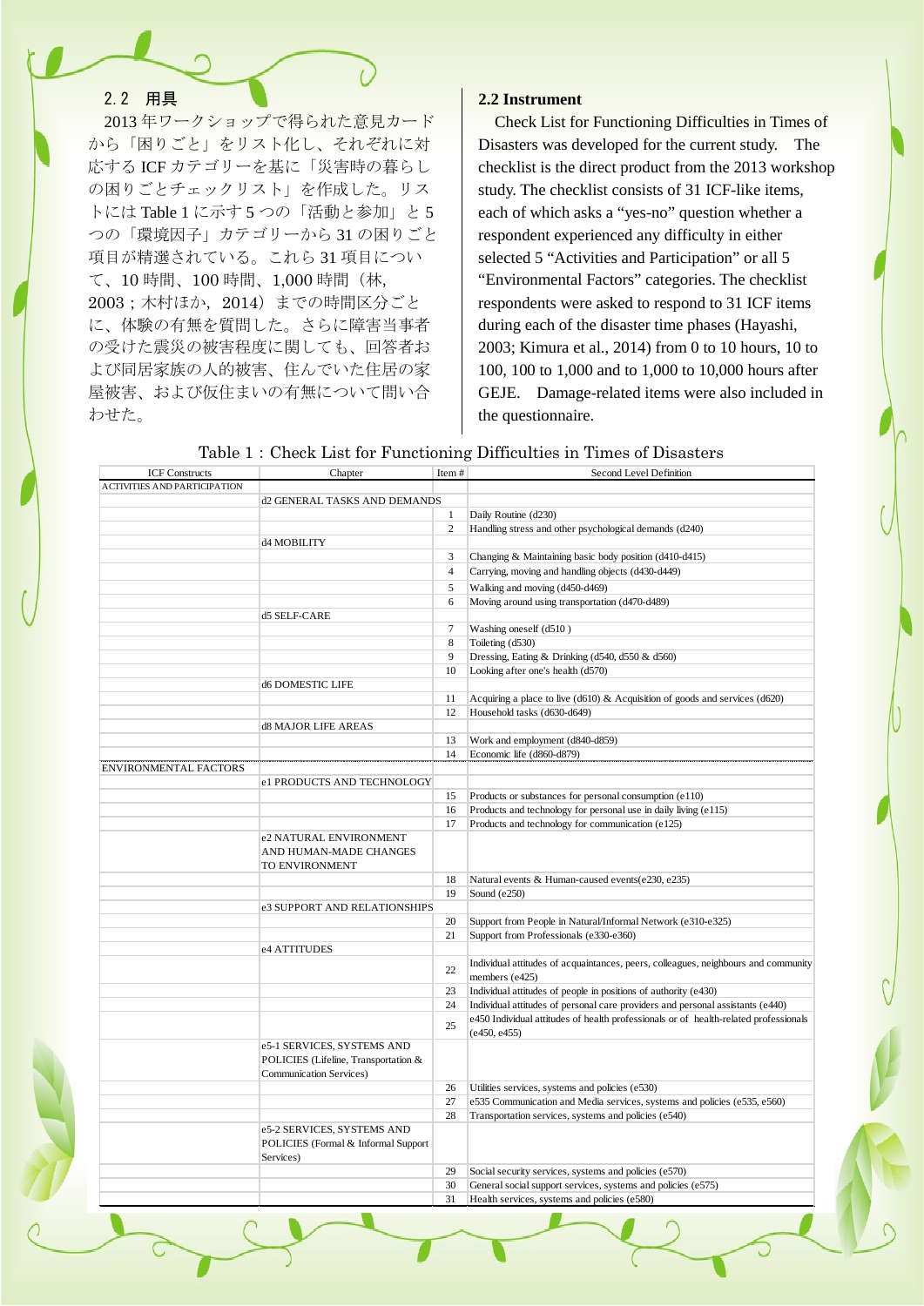## 2.2 用具

2013 年ワークショップで得られた意見カードから「困りごと」をリスト化し、それぞれに対応する ICF カテゴリーを基に「災害時の暮らしの困りごとチェックリスト」を作成した。リストには Table 1 に示す 5 つの「活動と参加」と 5 つの「環境因子」カテゴリーから 31 の困りごと項目が精選されている。これら 31 項目について、10 時間、100 時間、1,000 時間（林, 2003；木村ほか, 2014）までの時間区分ごとに、体験の有無を質問した。さらに障害当事者の受けた震災の被害程度に関しても、回答者および同居家族の人的被害、住んでいた住居の家屋被害、および仮住まいの有無について問い合わせた。

## 2.2 Instrument

Check List for Functioning Difficulties in Times of Disasters was developed for the current study. The checklist is the direct product from the 2013 workshop study. The checklist consists of 31 ICF-like items, each of which asks a "yes-no" question whether a respondent experienced any difficulty in either selected 5 "Activities and Participation" or all 5 "Environmental Factors" categories. The checklist respondents were asked to respond to 31 ICF items during each of the disaster time phases (Hayashi, 2003; Kimura et al., 2014) from 0 to 10 hours, 10 to 100, 100 to 1,000 and to 1,000 to 10,000 hours after GEJE. Damage-related items were also included in the questionnaire.

Table 1：Check List for Functioning Difficulties in Times of Disasters

| ICF Constructs | Chapter | Item # | Second Level Definition |
|---|---|---|---|
| ACTIVITIES AND PARTICIPATION | | | |
| | d2 GENERAL TASKS AND DEMANDS | | |
| | | 1 | Daily Routine (d230) |
| | | 2 | Handling stress and other psychological demands (d240) |
| | d4 MOBILITY | | |
| | | 3 | Changing & Maintaining basic body position (d410-d415) |
| | | 4 | Carrying, moving and handling objects (d430-d449) |
| | | 5 | Walking and moving (d450-d469) |
| | | 6 | Moving around using transportation (d470-d489) |
| | d5 SELF-CARE | | |
| | | 7 | Washing oneself (d510 ) |
| | | 8 | Toileting (d530) |
| | | 9 | Dressing, Eating & Drinking (d540, d550 & d560) |
| | | 10 | Looking after one's health (d570) |
| | d6 DOMESTIC LIFE | | |
| | | 11 | Acquiring a place to live (d610) & Acquisition of goods and services (d620) |
| | | 12 | Household tasks (d630-d649) |
| | d8 MAJOR LIFE AREAS | | |
| | | 13 | Work and employment (d840-d859) |
| | | 14 | Economic life (d860-d879) |
| ENVIRONMENTAL FACTORS | | | |
| | e1 PRODUCTS AND TECHNOLOGY | | |
| | | 15 | Products or substances for personal consumption (e110) |
| | | 16 | Products and technology for personal use in daily living (e115) |
| | | 17 | Products and technology for communication (e125) |
| | e2 NATURAL ENVIRONMENT AND HUMAN-MADE CHANGES TO ENVIRONMENT | | |
| | | 18 | Natural events & Human-caused events(e230, e235) |
| | | 19 | Sound (e250) |
| | e3 SUPPORT AND RELATIONSHIPS | | |
| | | 20 | Support from People in Natural/Informal Network (e310-e325) |
| | | 21 | Support from Professionals (e330-e360) |
| | e4 ATTITUDES | | |
| | | 22 | Individual attitudes of acquaintances, peers, colleagues, neighbours and community members (e425) |
| | | 23 | Individual attitudes of people in positions of authority (e430) |
| | | 24 | Individual attitudes of personal care providers and personal assistants (e440) |
| | | 25 | e450 Individual attitudes of health professionals or of health-related professionals (e450, e455) |
| | e5-1 SERVICES, SYSTEMS AND POLICIES (Lifeline, Transportation & Communication Services) | | |
| | | 26 | Utilities services, systems and policies (e530) |
| | | 27 | e535 Communication and Media services, systems and policies (e535, e560) |
| | | 28 | Transportation services, systems and policies (e540) |
| | e5-2 SERVICES, SYSTEMS AND POLICIES (Formal & Informal Support Services) | | |
| | | 29 | Social security services, systems and policies (e570) |
| | | 30 | General social support services, systems and policies (e575) |
| | | 31 | Health services, systems and policies (e580) |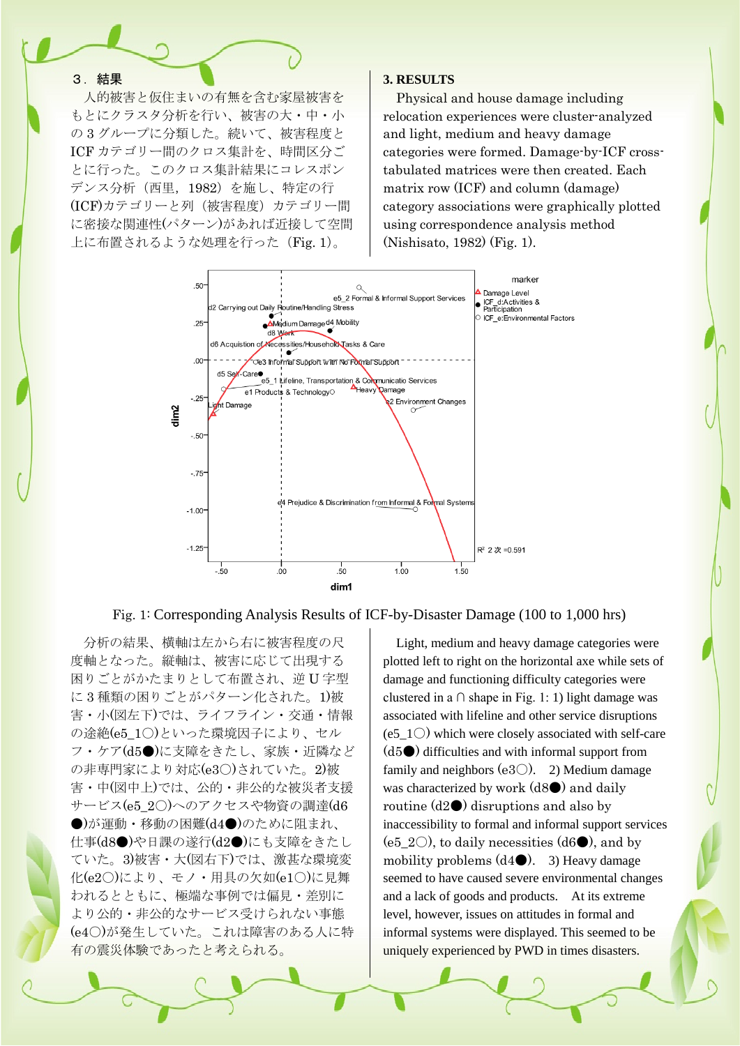## ３．結果

人的被害と仮住まいの有無を含む家屋被害をもとにクラスタ分析を行い、被害の大・中・小の３グループに分類した。続いて、被害程度とICF カテゴリー間のクロス集計を、時間区分ごとに行った。このクロス集計結果にコレスポンデンス分析（西里，1982）を施し、特定の行(ICF)カテゴリーと列（被害程度）カテゴリー間に密接な関連性(パターン)があれば近接して空間上に布置されるような処理を行った（Fig. 1)。

## 3. RESULTS

Physical and house damage including relocation experiences were cluster-analyzed and light, medium and heavy damage categories were formed. Damage-by-ICF cross-tabulated matrices were then created. Each matrix row (ICF) and column (damage) category associations were graphically plotted using correspondence analysis method (Nishisato, 1982) (Fig. 1).

Fig. 1: Corresponding Analysis Results of ICF-by-Disaster Damage (100 to 1,000 hrs)

分析の結果、横軸は左から右に被害程度の尺度軸となった。縦軸は、被害に応じて出現する困りごとがかたまりとして布置され、逆Ｕ字型に３種類の困りごとがパターン化された。1)被害・小(図左下)では、ライフライン・交通・情報の途絶(e5_1○)といった環境因子により、セルフ・ケア(d5●)に支障をきたし、家族・近隣などの非専門家により対応(e3○)されていた。2)被害・中(図中上)では、公的・非公的な被災者支援サービス(e5_2○)へのアクセスや物資の調達(d6●)が運動・移動の困難(d4●)のために阻まれ、仕事(d8●)や日課の遂行(d2●)にも支障をきたしていた。3)被害・大(図右下)では、激甚な環境変化(e2○)により、モノ・用具の欠如(e1○)に見舞われるとともに、極端な事例では偏見・差別により公的・非公的なサービス受けられない事態(e4○)が発生していた。これは障害のある人に特有の震災体験であったと考えられる。

Light, medium and heavy damage categories were plotted left to right on the horizontal axe while sets of damage and functioning difficulty categories were clustered in a ∩ shape in Fig. 1: 1) light damage was associated with lifeline and other service disruptions (e5_1○) which were closely associated with self-care (d5●) difficulties and with informal support from family and neighbors (e3○). 2) Medium damage was characterized by work (d8●) and daily routine (d2●) disruptions and also by inaccessibility to formal and informal support services (e5_2○), to daily necessities (d6●), and by mobility problems (d4●). 3) Heavy damage seemed to have caused severe environmental changes and a lack of goods and products. At its extreme level, however, issues on attitudes in formal and informal systems were displayed. This seemed to be uniquely experienced by PWD in times disasters.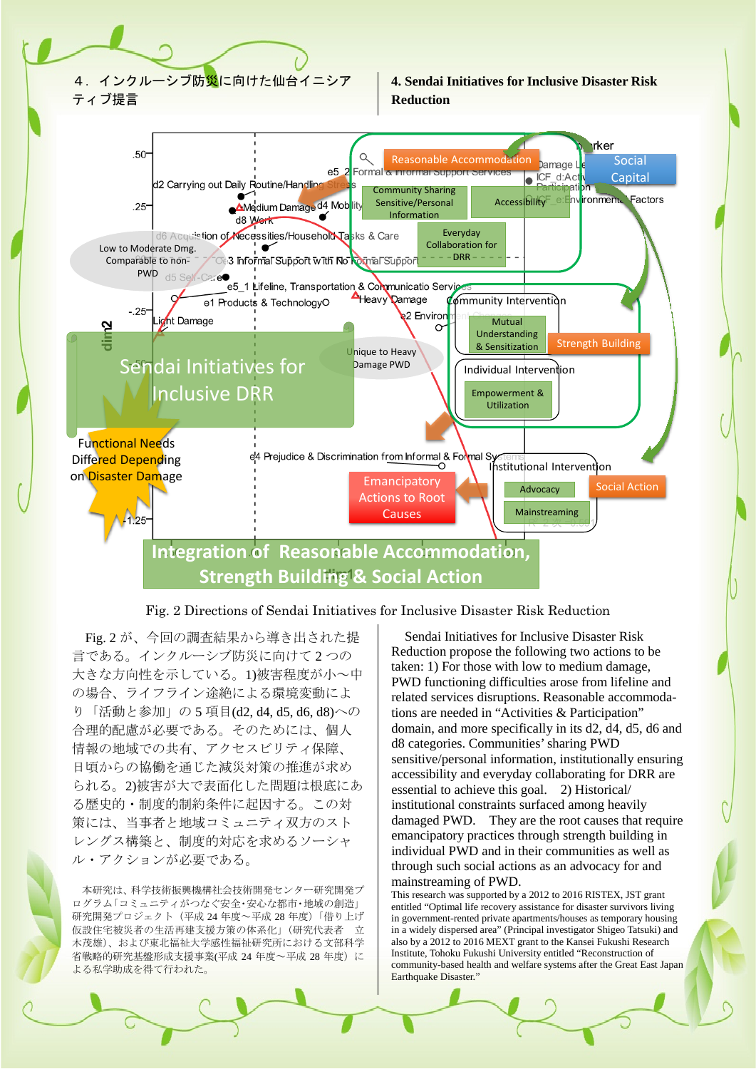## ４．インクルーシブ防災に向けた仙台イニシアティブ提言

## 4. Sendai Initiatives for Inclusive Disaster Risk Reduction

.50
.25
-.25
-.50
-1.25
dim2
dim1
d2 Carrying out Daily Routine/Handling Stress
e5_2 Formal & Informal Support Services
Medium Damage
d4 Mobility
d8 Work
d6 Acquisition of Necessities/Household Tasks & Care
Low to Moderate Dmg. Comparable to non-PWD
e3 Informal Support with No Formal Support
d5 Self-Care
e5_1 Lifeline, Transportation & Communication Services
e1 Products & TechnologyO
Heavy Damage
e2 Environment Changes
Light Damage
Unique to Heavy Damage PWD
e4 Prejudice & Discrimination from Informal & Formal Systems
Damage Level
ICF_d:Activity & Participation
ICF_e:Environmental Factors
Worker
Reasonable Accommodation
Community Sharing Sensitive/Personal Information
Accessibility
Everyday Collaboration for DRR
Social Capital
Community Intervention
Mutual Understanding & Sensitization
Strength Building
Individual Intervention
Empowerment & Utilization
Institutional Intervention
Advocacy
Mainstreaming
Social Action
Emancipatory Actions to Root Causes
Sendai Initiatives for Inclusive DRR
Functional Needs Differed Depending on Disaster Damage
Integration of Reasonable Accommodation, Strength Building & Social Action

Fig. 2 Directions of Sendai Initiatives for Inclusive Disaster Risk Reduction

Fig. 2 が、今回の調査結果から導き出された提言である。インクルーシブ防災に向けて 2 つの大きな方向性を示している。1)被害程度が小〜中の場合、ライフライン途絶による環境変動により「活動と参加」の 5 項目(d2, d4, d5, d6, d8)への合理的配慮が必要である。そのためには、個人情報の地域での共有、アクセスビリティ保障、日頃からの協働を通じた減災対策の推進が求められる。2)被害が大で表面化した問題は根底にある歴史的・制度的制約条件に起因する。この対策には、当事者と地域コミュニティ双方のストレングス構築と、制度的対応を求めるソーシャル・アクションが必要である。

本研究は、科学技術振興機構社会技術研究開発センター研究開発プログラム「コミュニティがつなぐ安全・安心な都市・地域の創造」研究開発プロジェクト（平成 24 年度〜平成 28 年度）「借り上げ仮設住宅被災者の生活再建支援方策の体系化」（研究代表者　立木茂雄）、および東北福祉大学感性福祉研究所における文部科学省戦略的研究基盤形成支援事業(平成 24 年度〜平成 28 年度）による私学助成を得て行われた。

Sendai Initiatives for Inclusive Disaster Risk Reduction propose the following two actions to be taken: 1) For those with low to medium damage, PWD functioning difficulties arose from lifeline and related services disruptions. Reasonable accommodations are needed in “Activities & Participation” domain, and more specifically in its d2, d4, d5, d6 and d8 categories. Communities’ sharing PWD sensitive/personal information, institutionally ensuring accessibility and everyday collaborating for DRR are essential to achieve this goal. 2) Historical/institutional constraints surfaced among heavily damaged PWD. They are the root causes that require emancipatory practices through strength building in individual PWD and in their communities as well as through such social actions as an advocacy for and mainstreaming of PWD.

This research was supported by a 2012 to 2016 RISTEX, JST grant entitled “Optimal life recovery assistance for disaster survivors living in government-rented private apartments/houses as temporary housing in a widely dispersed area” (Principal investigator Shigeo Tatsuki) and also by a 2012 to 2016 MEXT grant to the Kansei Fukushi Research Institute, Tohoku Fukushi University entitled “Reconstruction of community-based health and welfare systems after the Great East Japan Earthquake Disaster.”